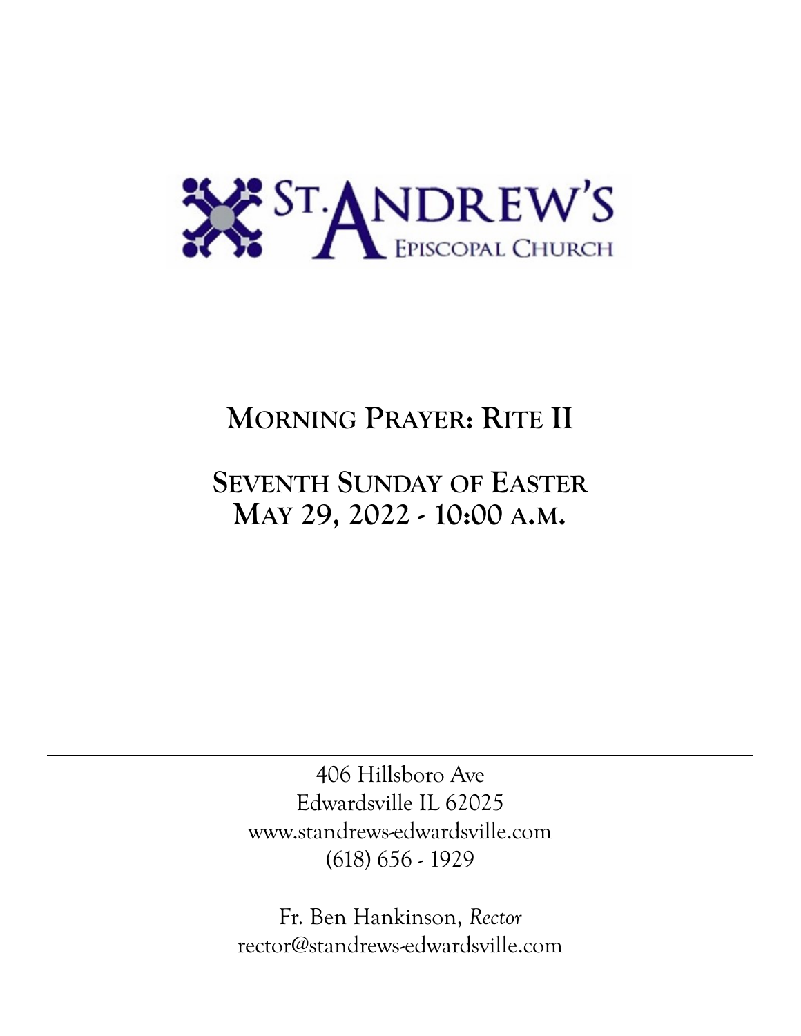ST. ANDREW'S
EPISCOPAL CHURCH

# MORNING PRAYER: RITE II

## SEVENTH SUNDAY OF EASTER
## MAY 29, 2022 - 10:00 A.M.

---

406 Hillsboro Ave
Edwardsville IL 62025
www.standrews-edwardsville.com
(618) 656 - 1929

Fr. Ben Hankinson, *Rector*
rector@standrews-edwardsville.com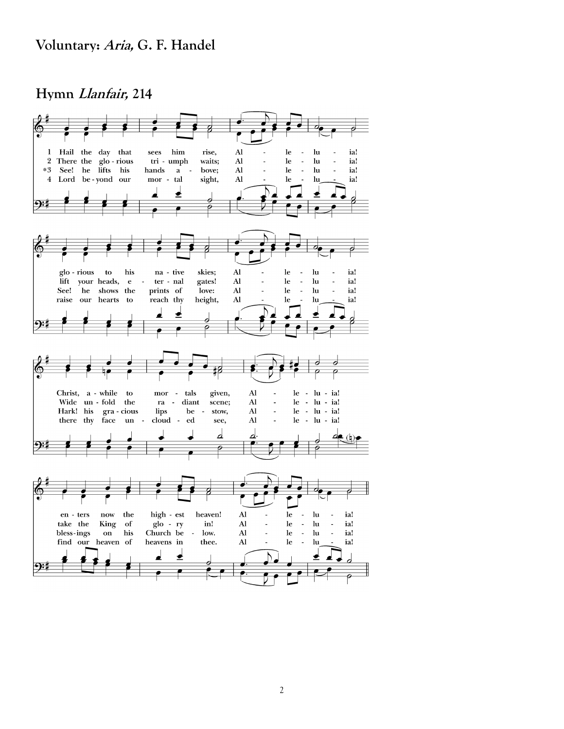**Voluntary: *Aria,* G. F. Handel**

**Hymn *Llanfair,* 214**

1 Hail the day that sees him rise, Alleluia!
glorious to his native skies; Alleluia!
Christ, awhile to mortals given, Alleluia!
enters now the highest heaven! Alleluia!

2 There the glorious triumph waits; Alleluia!
lift your heads, eternal gates! Alleluia!
Wide unfold the radiant scene; Alleluia!
take the King of glory in! Alleluia!

*3 See! he lifts his hands above; Alleluia!
See! he shows the prints of love: Alleluia!
Hark! his gracious lips bestow, Alleluia!
blessings on his Church below. Alleluia!

4 Lord beyond our mortal sight, Alleluia!
raise our hearts to reach thy height, Alleluia!
there thy face unclouded see, Alleluia!
find our heaven of heavens in thee. Alleluia!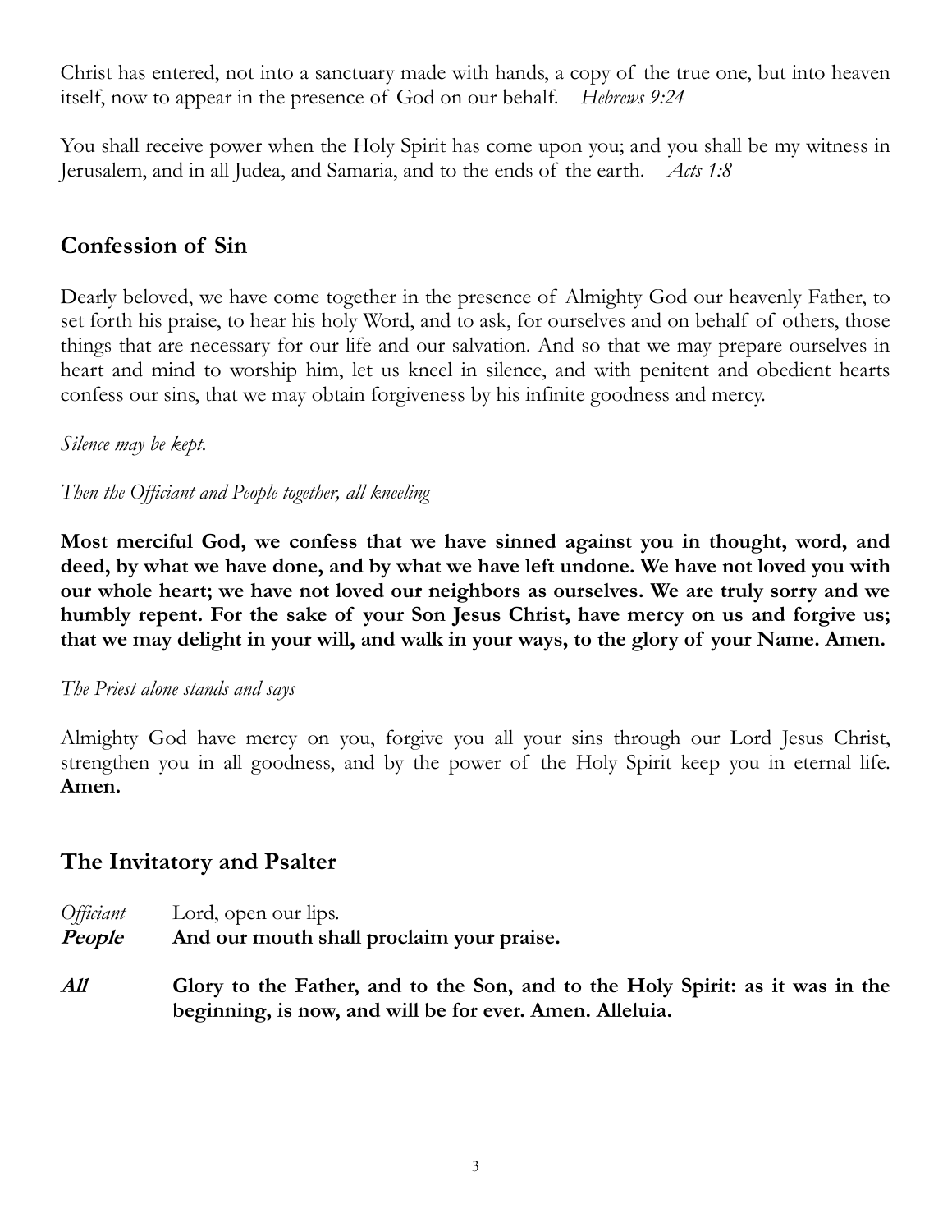Christ has entered, not into a sanctuary made with hands, a copy of the true one, but into heaven itself, now to appear in the presence of God on our behalf. *Hebrews 9:24*

You shall receive power when the Holy Spirit has come upon you; and you shall be my witness in Jerusalem, and in all Judea, and Samaria, and to the ends of the earth. *Acts 1:8*

## Confession of Sin

Dearly beloved, we have come together in the presence of Almighty God our heavenly Father, to set forth his praise, to hear his holy Word, and to ask, for ourselves and on behalf of others, those things that are necessary for our life and our salvation. And so that we may prepare ourselves in heart and mind to worship him, let us kneel in silence, and with penitent and obedient hearts confess our sins, that we may obtain forgiveness by his infinite goodness and mercy.

*Silence may be kept.*

*Then the Officiant and People together, all kneeling*

**Most merciful God, we confess that we have sinned against you in thought, word, and deed, by what we have done, and by what we have left undone. We have not loved you with our whole heart; we have not loved our neighbors as ourselves. We are truly sorry and we humbly repent. For the sake of your Son Jesus Christ, have mercy on us and forgive us; that we may delight in your will, and walk in your ways, to the glory of your Name. Amen.**

*The Priest alone stands and says*

Almighty God have mercy on you, forgive you all your sins through our Lord Jesus Christ, strengthen you in all goodness, and by the power of the Holy Spirit keep you in eternal life. **Amen.**

## The Invitatory and Psalter

*Officiant* Lord, open our lips.
***People*** **And our mouth shall proclaim your praise.**

***All*** **Glory to the Father, and to the Son, and to the Holy Spirit: as it was in the beginning, is now, and will be for ever. Amen. Alleluia.**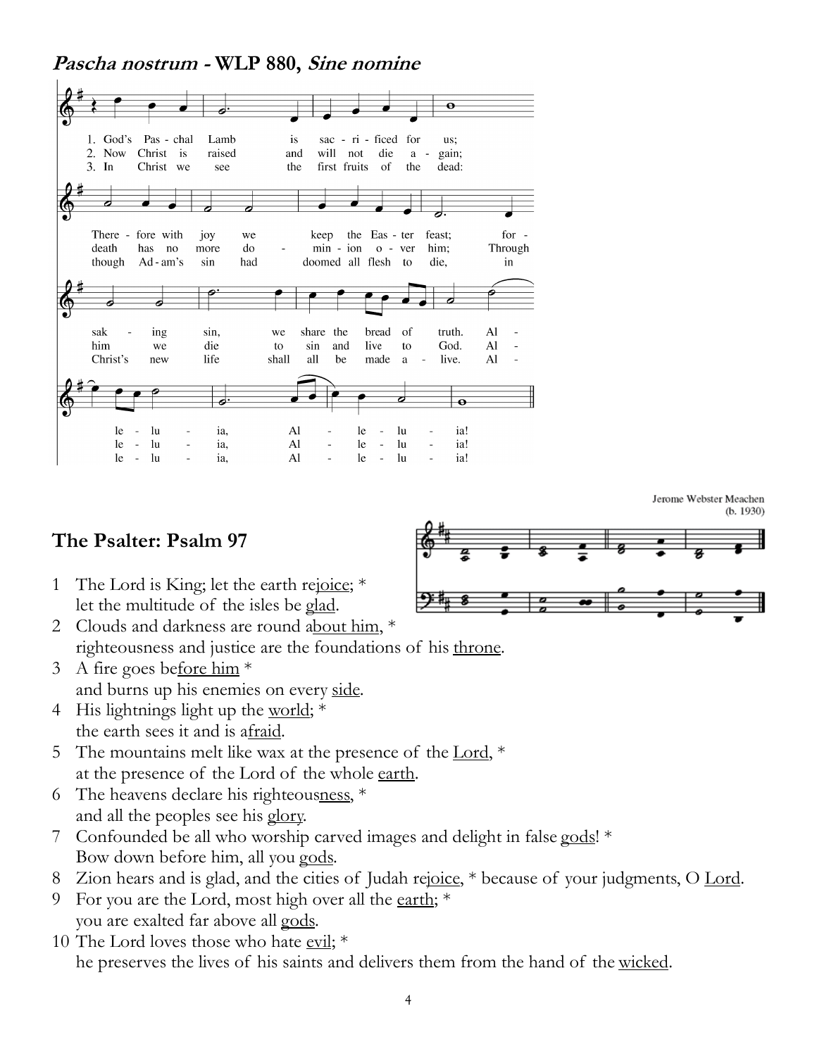## *Pascha nostrum* - WLP 880, *Sine nomine*

1. God's Pas - chal Lamb is sac - ri - ficed for us;
There - fore with joy we keep the Eas - ter feast; for - sak - ing sin, we share the bread of truth. Al - le - lu - ia, Al - le - lu - ia!

2. Now Christ is raised and will not die a - gain;
death has no more do - min - ion o - ver him; Through him we die to sin and live to God. Al - le - lu - ia, Al - le - lu - ia!

3. In Christ we see the first fruits of the dead:
though Ad - am's sin had doomed all flesh to die, in Christ's new life shall all be made a - live. Al - le - lu - ia, Al - le - lu - ia!

Jerome Webster Meachen (b. 1930)

## The Psalter: Psalm 97

1 The Lord is King; let the earth re<u>joice</u>; *
let the multitude of the isles be <u>glad</u>.

2 Clouds and darkness are round a<u>bout him</u>, *
righteousness and justice are the foundations of his <u>throne</u>.

3 A fire goes be<u>fore him</u> *
and burns up his enemies on every <u>side</u>.

4 His lightnings light up the <u>world</u>; *
the earth sees it and is a<u>fraid</u>.

5 The mountains melt like wax at the presence of the <u>Lord</u>, *
at the presence of the Lord of the whole <u>earth</u>.

6 The heavens declare his righteous<u>ness</u>, *
and all the peoples see his <u>glory</u>.

7 Confounded be all who worship carved images and delight in false <u>gods</u>! *
Bow down before him, all you <u>gods</u>.

8 Zion hears and is glad, and the cities of Judah re<u>joice</u>, * because of your judgments, O <u>Lord</u>.

9 For you are the Lord, most high over all the <u>earth</u>; *
you are exalted far above all <u>gods</u>.

10 The Lord loves those who hate <u>evil</u>; *
he preserves the lives of his saints and delivers them from the hand of the <u>wicked</u>.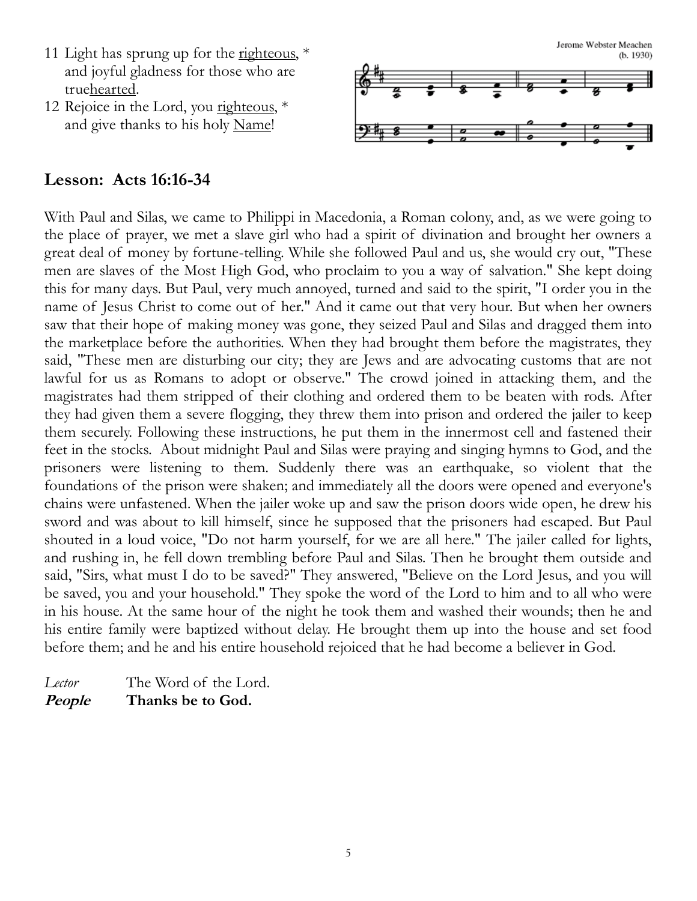11 Light has sprung up for the righteous, *
and joyful gladness for those who are truehearted.

12 Rejoice in the Lord, you righteous, *
and give thanks to his holy Name!

Jerome Webster Meachen
(b. 1930)

## Lesson: Acts 16:16-34

With Paul and Silas, we came to Philippi in Macedonia, a Roman colony, and, as we were going to the place of prayer, we met a slave girl who had a spirit of divination and brought her owners a great deal of money by fortune-telling. While she followed Paul and us, she would cry out, "These men are slaves of the Most High God, who proclaim to you a way of salvation." She kept doing this for many days. But Paul, very much annoyed, turned and said to the spirit, "I order you in the name of Jesus Christ to come out of her." And it came out that very hour. But when her owners saw that their hope of making money was gone, they seized Paul and Silas and dragged them into the marketplace before the authorities. When they had brought them before the magistrates, they said, "These men are disturbing our city; they are Jews and are advocating customs that are not lawful for us as Romans to adopt or observe." The crowd joined in attacking them, and the magistrates had them stripped of their clothing and ordered them to be beaten with rods. After they had given them a severe flogging, they threw them into prison and ordered the jailer to keep them securely. Following these instructions, he put them in the innermost cell and fastened their feet in the stocks. About midnight Paul and Silas were praying and singing hymns to God, and the prisoners were listening to them. Suddenly there was an earthquake, so violent that the foundations of the prison were shaken; and immediately all the doors were opened and everyone's chains were unfastened. When the jailer woke up and saw the prison doors wide open, he drew his sword and was about to kill himself, since he supposed that the prisoners had escaped. But Paul shouted in a loud voice, "Do not harm yourself, for we are all here." The jailer called for lights, and rushing in, he fell down trembling before Paul and Silas. Then he brought them outside and said, "Sirs, what must I do to be saved?" They answered, "Believe on the Lord Jesus, and you will be saved, you and your household." They spoke the word of the Lord to him and to all who were in his house. At the same hour of the night he took them and washed their wounds; then he and his entire family were baptized without delay. He brought them up into the house and set food before them; and he and his entire household rejoiced that he had become a believer in God.

*Lector* The Word of the Lord.
***People*** **Thanks be to God.**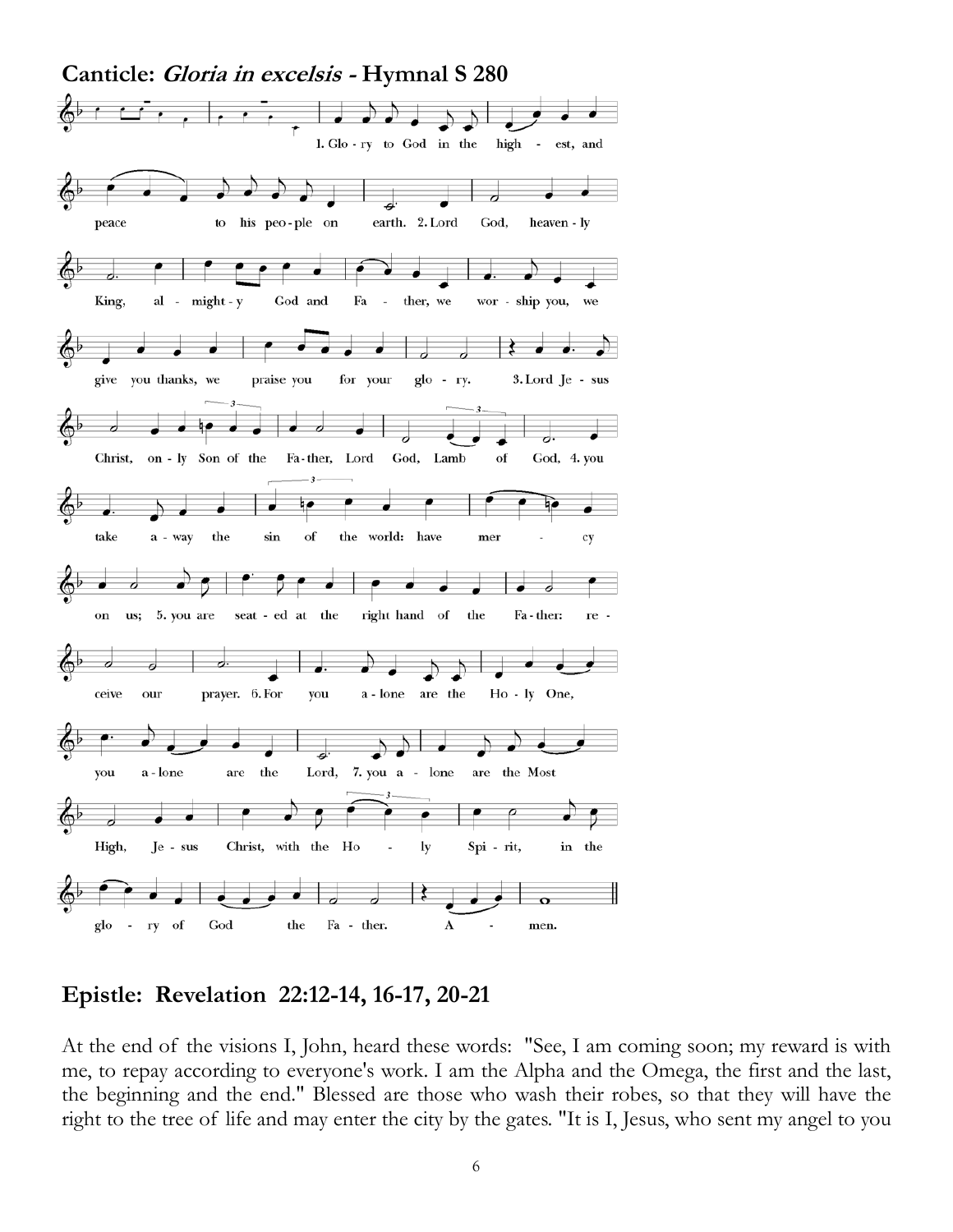## Canticle: *Gloria in excelsis* - Hymnal S 280

1. Glory to God in the highest, and peace to his people on earth. 2. Lord God, heavenly King, almighty God and Father, we worship you, we give you thanks, we praise you for your glory. 3. Lord Jesus Christ, only Son of the Father, Lord God, Lamb of God, 4. you take away the sin of the world: have mercy on us; 5. you are seated at the right hand of the Father: receive our prayer. 6. For you alone are the Holy One, you alone are the Lord, 7. you alone are the Most High, Jesus Christ, with the Holy Spirit, in the glory of God the Father. Amen.

## Epistle: Revelation 22:12-14, 16-17, 20-21

At the end of the visions I, John, heard these words: "See, I am coming soon; my reward is with me, to repay according to everyone's work. I am the Alpha and the Omega, the first and the last, the beginning and the end." Blessed are those who wash their robes, so that they will have the right to the tree of life and may enter the city by the gates. "It is I, Jesus, who sent my angel to you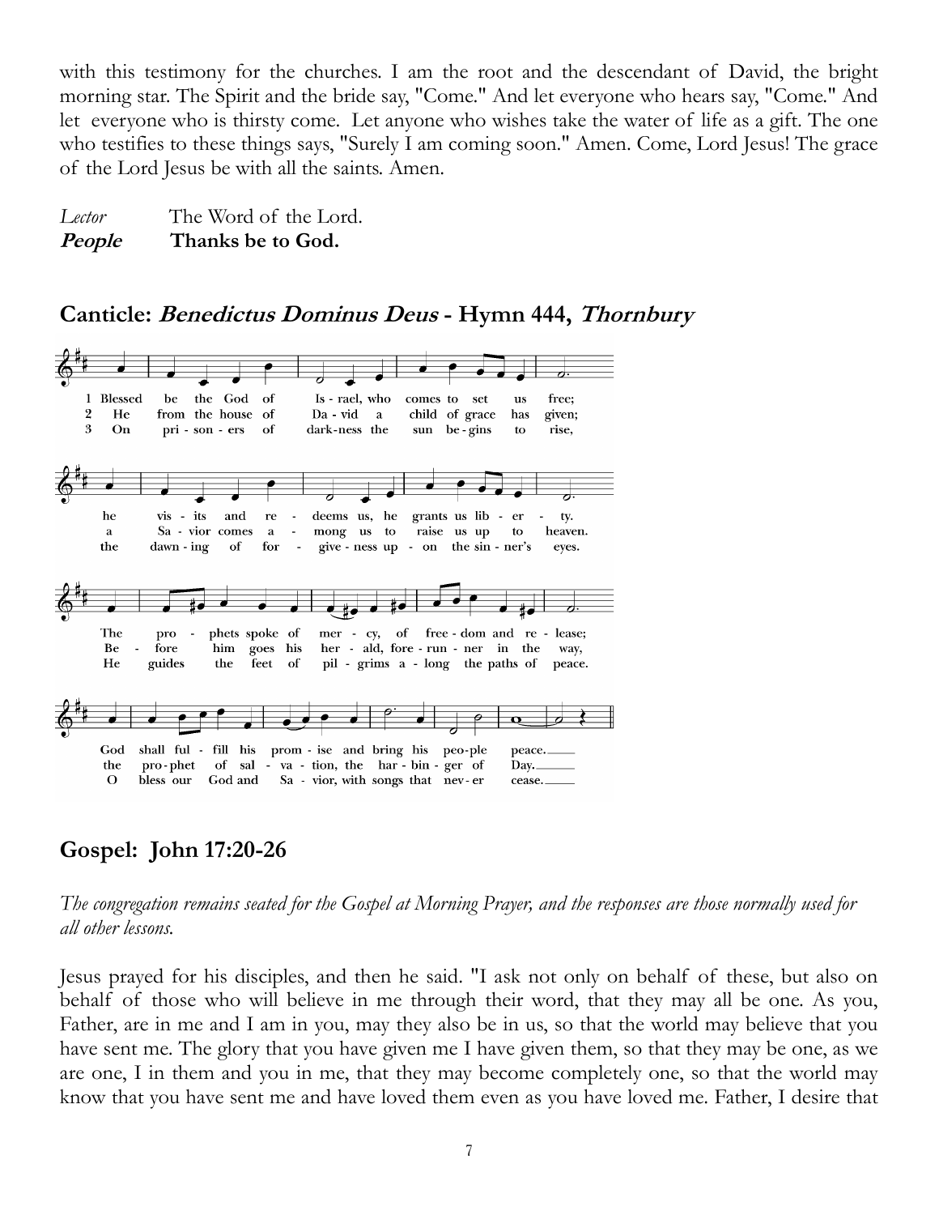with this testimony for the churches. I am the root and the descendant of David, the bright morning star. The Spirit and the bride say, "Come." And let everyone who hears say, "Come." And let everyone who is thirsty come. Let anyone who wishes take the water of life as a gift. The one who testifies to these things says, "Surely I am coming soon." Amen. Come, Lord Jesus! The grace of the Lord Jesus be with all the saints. Amen.

*Lector* The Word of the Lord.
***People*** **Thanks be to God.**

## Canticle: *Benedictus Dominus Deus* - Hymn 444, *Thornbury*

1 Blessed be the God of Israel, who comes to set us free;
he visits and redeems us, he grants us liberty.
The prophets spoke of mercy, of freedom and release;
God shall fulfill his promise and bring his people peace.

2 He from the house of David a child of grace has given;
a Savior comes among us to raise us up to heaven.
Before him goes his herald, forerunner in the way,
the prophet of salvation, the harbinger of Day.

3 On prisoners of darkness the sun begins to rise,
the dawning of forgiveness upon the sinner's eyes.
He guides the feet of pilgrims along the paths of peace.
O bless our God and Savior, with songs that never cease.

## Gospel: John 17:20-26

*The congregation remains seated for the Gospel at Morning Prayer, and the responses are those normally used for all other lessons.*

Jesus prayed for his disciples, and then he said. "I ask not only on behalf of these, but also on behalf of those who will believe in me through their word, that they may all be one. As you, Father, are in me and I am in you, may they also be in us, so that the world may believe that you have sent me. The glory that you have given me I have given them, so that they may be one, as we are one, I in them and you in me, that they may become completely one, so that the world may know that you have sent me and have loved them even as you have loved me. Father, I desire that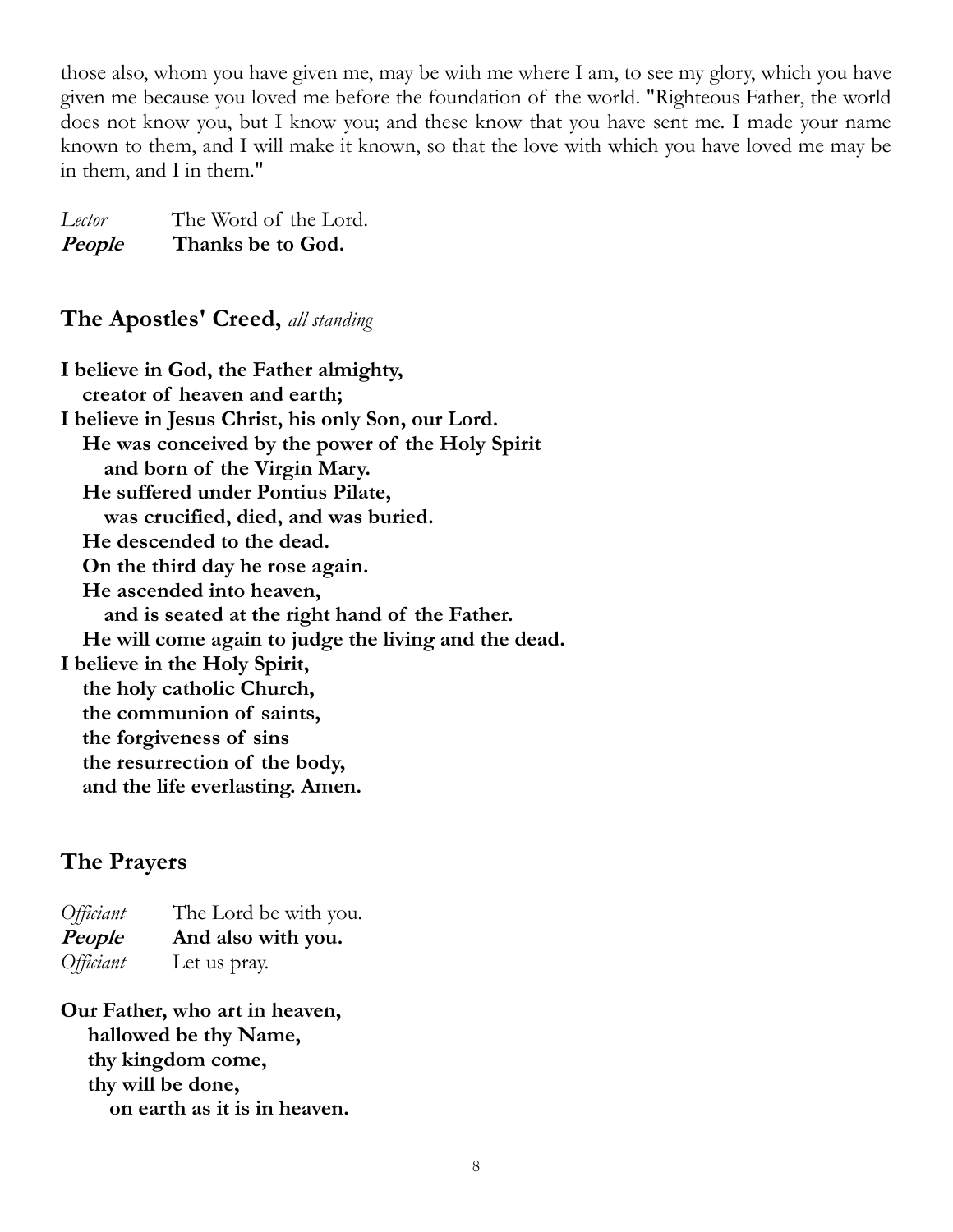those also, whom you have given me, may be with me where I am, to see my glory, which you have given me because you loved me before the foundation of the world. "Righteous Father, the world does not know you, but I know you; and these know that you have sent me. I made your name known to them, and I will make it known, so that the love with which you have loved me may be in them, and I in them."

*Lector* The Word of the Lord.
***People*** **Thanks be to God.**

## The Apostles' Creed, *all standing*

**I believe in God, the Father almighty,**
**creator of heaven and earth;**
**I believe in Jesus Christ, his only Son, our Lord.**
**He was conceived by the power of the Holy Spirit**
**and born of the Virgin Mary.**
**He suffered under Pontius Pilate,**
**was crucified, died, and was buried.**
**He descended to the dead.**
**On the third day he rose again.**
**He ascended into heaven,**
**and is seated at the right hand of the Father.**
**He will come again to judge the living and the dead.**
**I believe in the Holy Spirit,**
**the holy catholic Church,**
**the communion of saints,**
**the forgiveness of sins**
**the resurrection of the body,**
**and the life everlasting. Amen.**

## The Prayers

*Officiant* The Lord be with you.
***People*** **And also with you.**
*Officiant* Let us pray.

**Our Father, who art in heaven,**
**hallowed be thy Name,**
**thy kingdom come,**
**thy will be done,**
**on earth as it is in heaven.**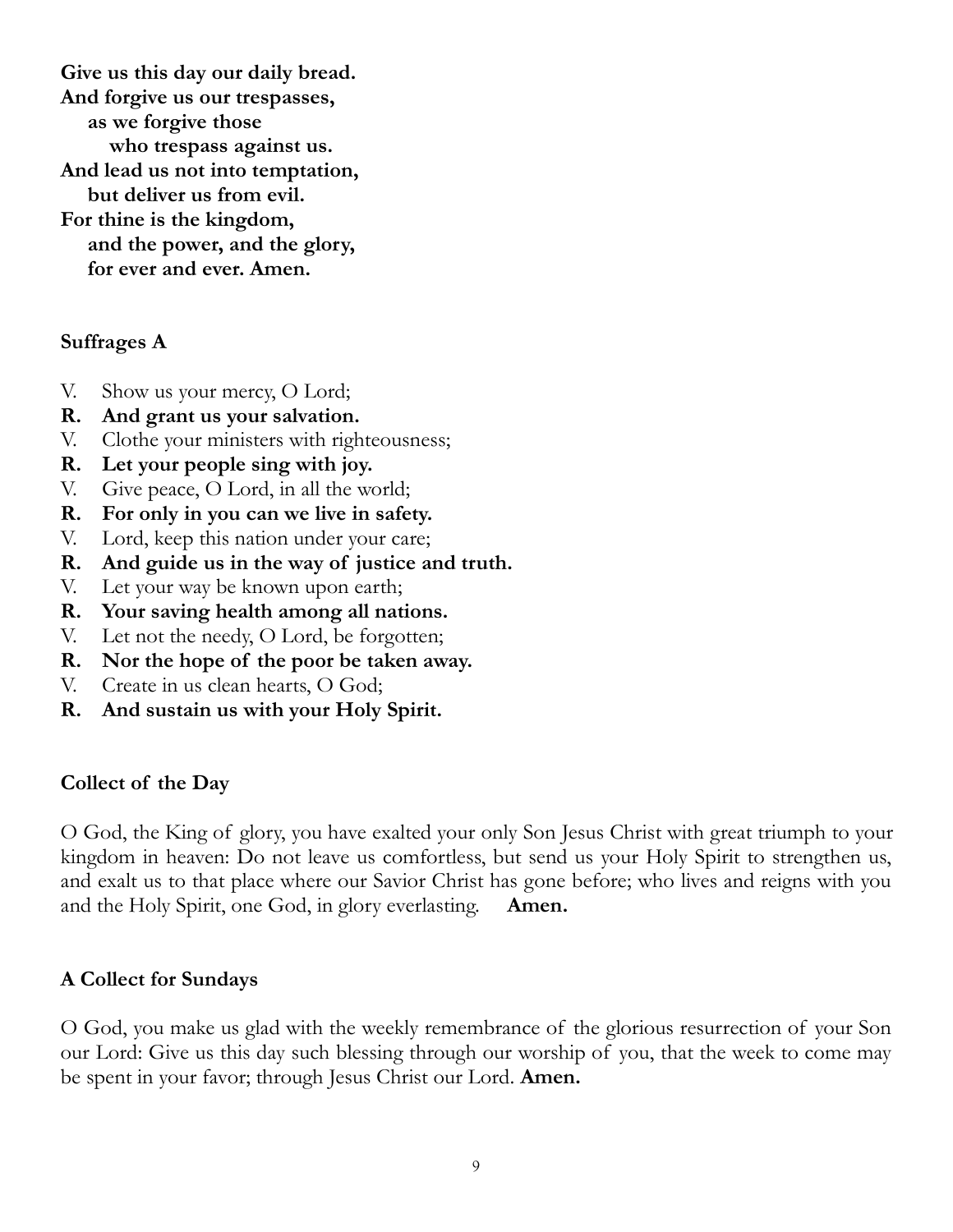**Give us this day our daily bread.**
**And forgive us our trespasses,**
**as we forgive those**
**who trespass against us.**
**And lead us not into temptation,**
**but deliver us from evil.**
**For thine is the kingdom,**
**and the power, and the glory,**
**for ever and ever. Amen.**

**Suffrages A**

V. Show us your mercy, O Lord;
**R. And grant us your salvation.**
V. Clothe your ministers with righteousness;
**R. Let your people sing with joy.**
V. Give peace, O Lord, in all the world;
**R. For only in you can we live in safety.**
V. Lord, keep this nation under your care;
**R. And guide us in the way of justice and truth.**
V. Let your way be known upon earth;
**R. Your saving health among all nations.**
V. Let not the needy, O Lord, be forgotten;
**R. Nor the hope of the poor be taken away.**
V. Create in us clean hearts, O God;
**R. And sustain us with your Holy Spirit.**

**Collect of the Day**

O God, the King of glory, you have exalted your only Son Jesus Christ with great triumph to your kingdom in heaven: Do not leave us comfortless, but send us your Holy Spirit to strengthen us, and exalt us to that place where our Savior Christ has gone before; who lives and reigns with you and the Holy Spirit, one God, in glory everlasting. **Amen.**

**A Collect for Sundays**

O God, you make us glad with the weekly remembrance of the glorious resurrection of your Son our Lord: Give us this day such blessing through our worship of you, that the week to come may be spent in your favor; through Jesus Christ our Lord. **Amen.**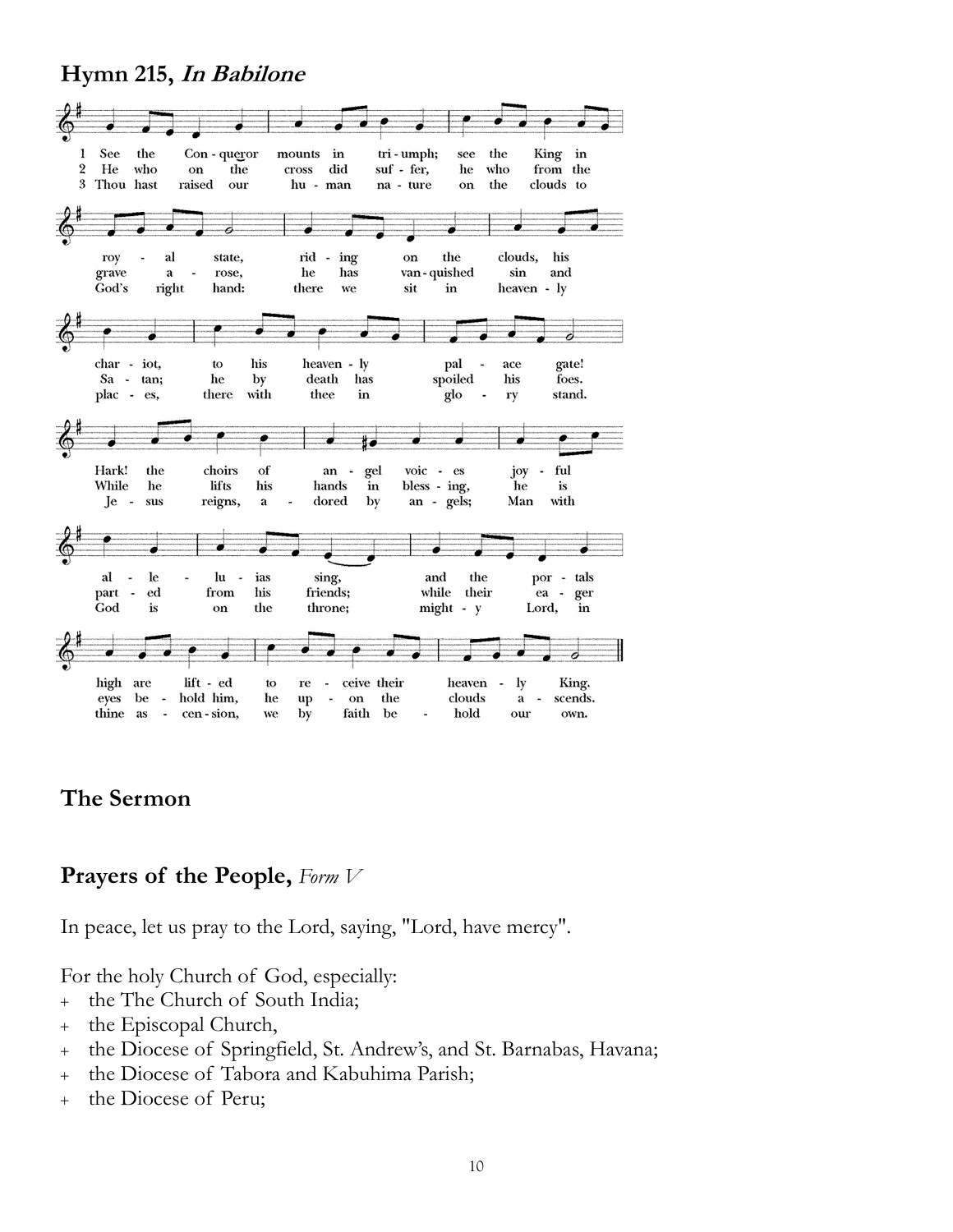## Hymn 215, *In Babilone*

1 See the Conqueror mounts in triumph; see the King in royal state, riding on the clouds, his chariot, to his heavenly palace gate! Hark! the choirs of angel voices joyful alleluias sing, and the portals high are lifted to receive their heavenly King.

2 He who on the cross did suffer, he who from the grave arose, he has vanquished sin and Satan; he by death has spoiled his foes. While he lifts his hands in blessing, he is parted from his friends; while their eager eyes behold him, he upon the clouds ascends.

3 Thou hast raised our human nature on the clouds to God's right hand: there we sit in heavenly places, there with thee in glory stand. Jesus reigns, adored by angels; Man with God is on the throne; mighty Lord, in thine ascension, we by faith behold our own.

## The Sermon

## Prayers of the People, *Form V*

In peace, let us pray to the Lord, saying, "Lord, have mercy".

For the holy Church of God, especially:

- + the The Church of South India;
- + the Episcopal Church,
- + the Diocese of Springfield, St. Andrew's, and St. Barnabas, Havana;
- + the Diocese of Tabora and Kabuhima Parish;
- + the Diocese of Peru;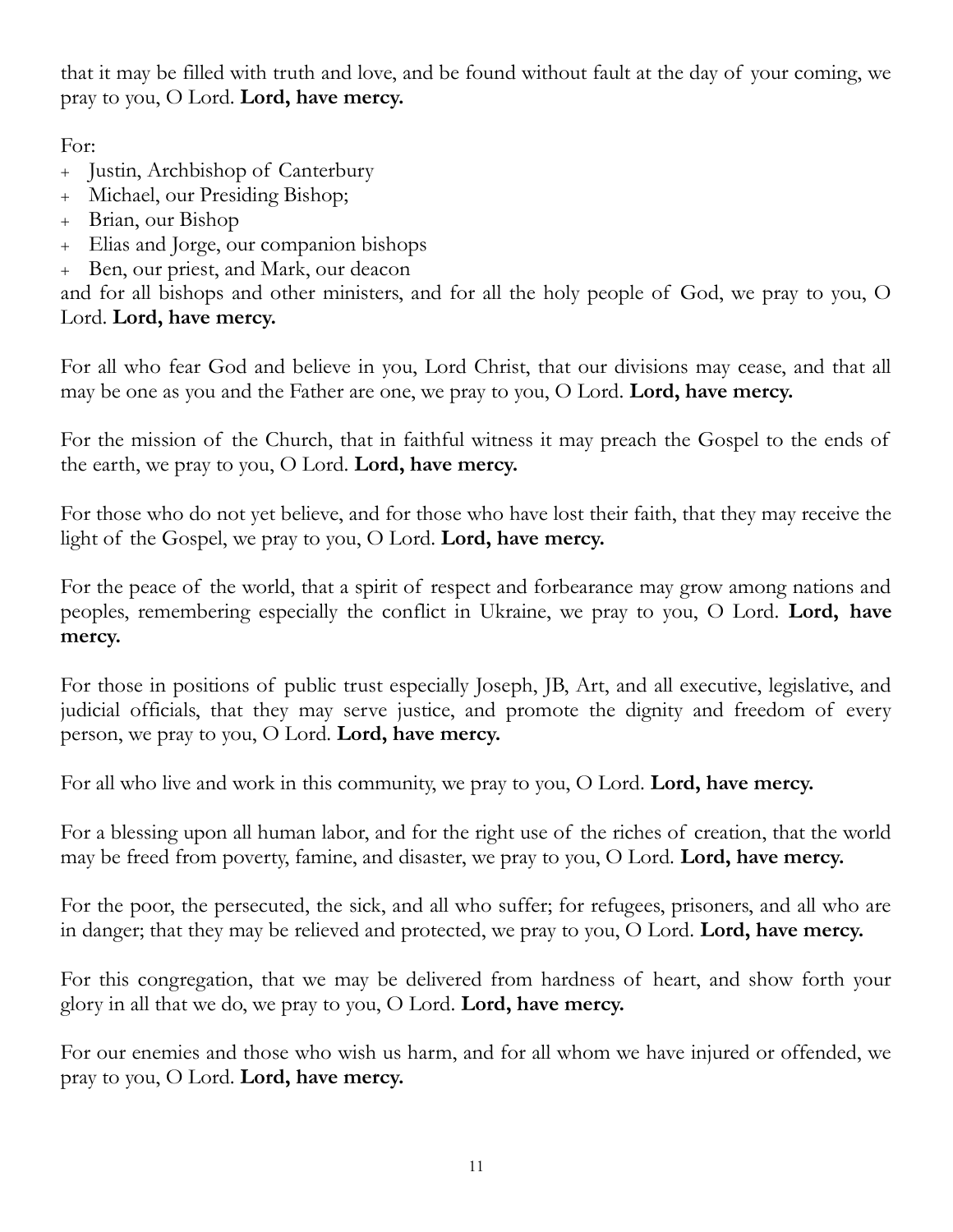that it may be filled with truth and love, and be found without fault at the day of your coming, we pray to you, O Lord. **Lord, have mercy.**

For:

+ Justin, Archbishop of Canterbury
+ Michael, our Presiding Bishop;
+ Brian, our Bishop
+ Elias and Jorge, our companion bishops
+ Ben, our priest, and Mark, our deacon

and for all bishops and other ministers, and for all the holy people of God, we pray to you, O Lord. **Lord, have mercy.**

For all who fear God and believe in you, Lord Christ, that our divisions may cease, and that all may be one as you and the Father are one, we pray to you, O Lord. **Lord, have mercy.**

For the mission of the Church, that in faithful witness it may preach the Gospel to the ends of the earth, we pray to you, O Lord. **Lord, have mercy.**

For those who do not yet believe, and for those who have lost their faith, that they may receive the light of the Gospel, we pray to you, O Lord. **Lord, have mercy.**

For the peace of the world, that a spirit of respect and forbearance may grow among nations and peoples, remembering especially the conflict in Ukraine, we pray to you, O Lord. **Lord, have mercy.**

For those in positions of public trust especially Joseph, JB, Art, and all executive, legislative, and judicial officials, that they may serve justice, and promote the dignity and freedom of every person, we pray to you, O Lord. **Lord, have mercy.**

For all who live and work in this community, we pray to you, O Lord. **Lord, have mercy.**

For a blessing upon all human labor, and for the right use of the riches of creation, that the world may be freed from poverty, famine, and disaster, we pray to you, O Lord. **Lord, have mercy.**

For the poor, the persecuted, the sick, and all who suffer; for refugees, prisoners, and all who are in danger; that they may be relieved and protected, we pray to you, O Lord. **Lord, have mercy.**

For this congregation, that we may be delivered from hardness of heart, and show forth your glory in all that we do, we pray to you, O Lord. **Lord, have mercy.**

For our enemies and those who wish us harm, and for all whom we have injured or offended, we pray to you, O Lord. **Lord, have mercy.**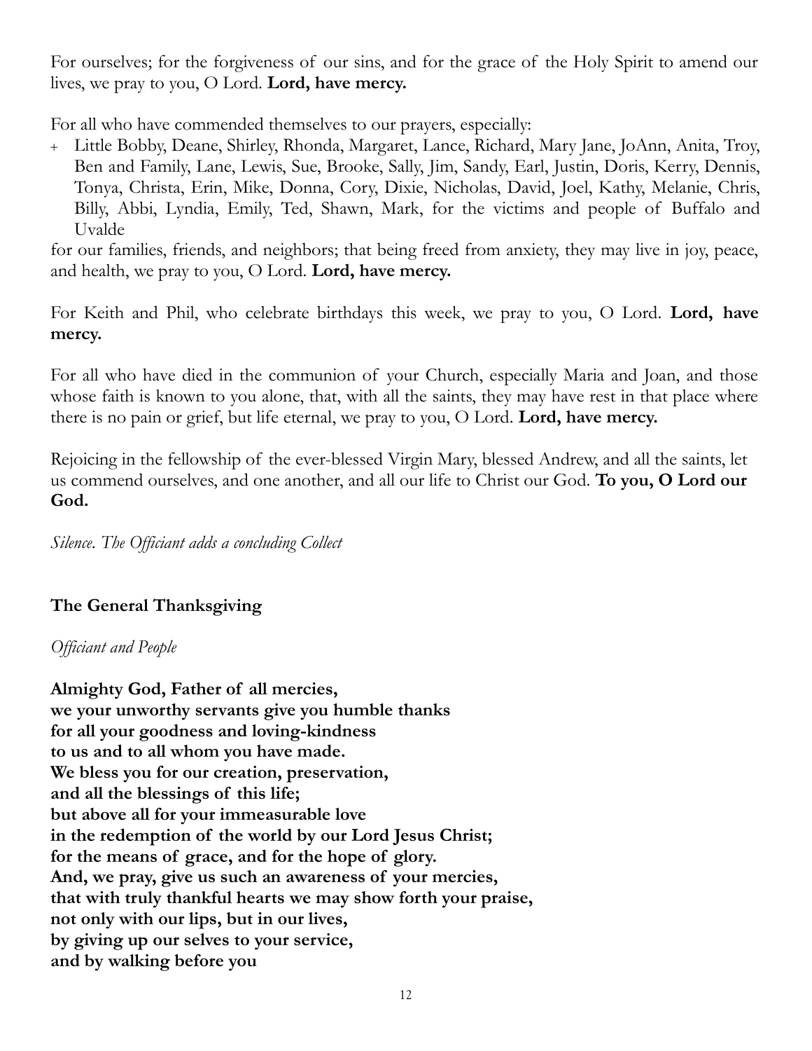For ourselves; for the forgiveness of our sins, and for the grace of the Holy Spirit to amend our lives, we pray to you, O Lord. **Lord, have mercy.**

For all who have commended themselves to our prayers, especially:

+ Little Bobby, Deane, Shirley, Rhonda, Margaret, Lance, Richard, Mary Jane, JoAnn, Anita, Troy, Ben and Family, Lane, Lewis, Sue, Brooke, Sally, Jim, Sandy, Earl, Justin, Doris, Kerry, Dennis, Tonya, Christa, Erin, Mike, Donna, Cory, Dixie, Nicholas, David, Joel, Kathy, Melanie, Chris, Billy, Abbi, Lyndia, Emily, Ted, Shawn, Mark, for the victims and people of Buffalo and Uvalde

for our families, friends, and neighbors; that being freed from anxiety, they may live in joy, peace, and health, we pray to you, O Lord. **Lord, have mercy.**

For Keith and Phil, who celebrate birthdays this week, we pray to you, O Lord. **Lord, have mercy.**

For all who have died in the communion of your Church, especially Maria and Joan, and those whose faith is known to you alone, that, with all the saints, they may have rest in that place where there is no pain or grief, but life eternal, we pray to you, O Lord. **Lord, have mercy.**

Rejoicing in the fellowship of the ever-blessed Virgin Mary, blessed Andrew, and all the saints, let us commend ourselves, and one another, and all our life to Christ our God. **To you, O Lord our God.**

*Silence. The Officiant adds a concluding Collect*

### The General Thanksgiving

*Officiant and People*

**Almighty God, Father of all mercies,**
**we your unworthy servants give you humble thanks**
**for all your goodness and loving-kindness**
**to us and to all whom you have made.**
**We bless you for our creation, preservation,**
**and all the blessings of this life;**
**but above all for your immeasurable love**
**in the redemption of the world by our Lord Jesus Christ;**
**for the means of grace, and for the hope of glory.**
**And, we pray, give us such an awareness of your mercies,**
**that with truly thankful hearts we may show forth your praise,**
**not only with our lips, but in our lives,**
**by giving up our selves to your service,**
**and by walking before you**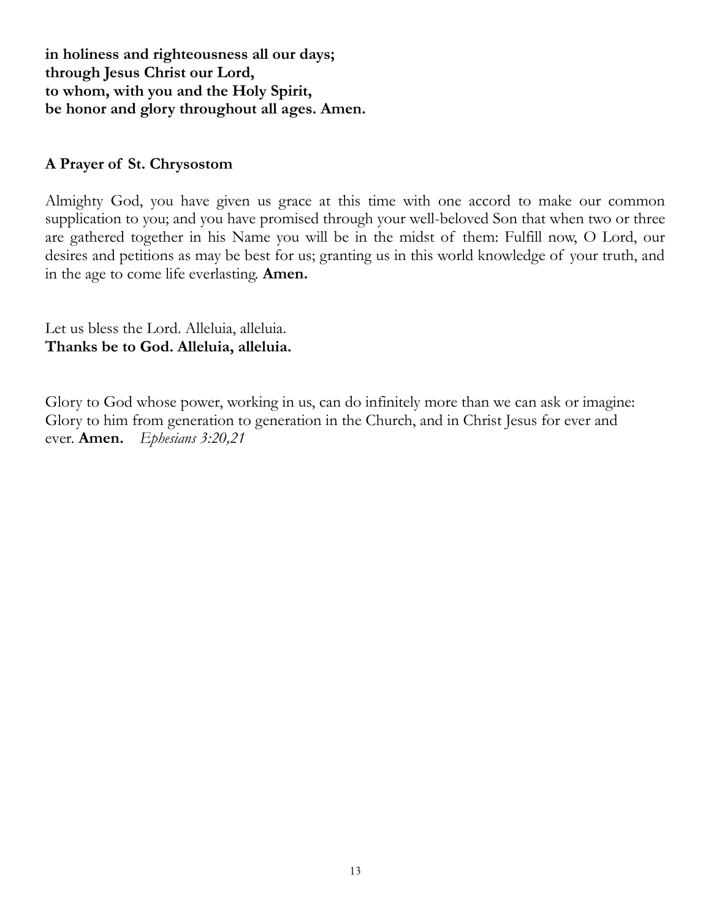**in holiness and righteousness all our days;**
**through Jesus Christ our Lord,**
**to whom, with you and the Holy Spirit,**
**be honor and glory throughout all ages. Amen.**

**A Prayer of St. Chrysostom**

Almighty God, you have given us grace at this time with one accord to make our common supplication to you; and you have promised through your well-beloved Son that when two or three are gathered together in his Name you will be in the midst of them: Fulfill now, O Lord, our desires and petitions as may be best for us; granting us in this world knowledge of your truth, and in the age to come life everlasting. **Amen.**

Let us bless the Lord. Alleluia, alleluia.
**Thanks be to God. Alleluia, alleluia.**

Glory to God whose power, working in us, can do infinitely more than we can ask or imagine: Glory to him from generation to generation in the Church, and in Christ Jesus for ever and ever. **Amen.** *Ephesians 3:20,21*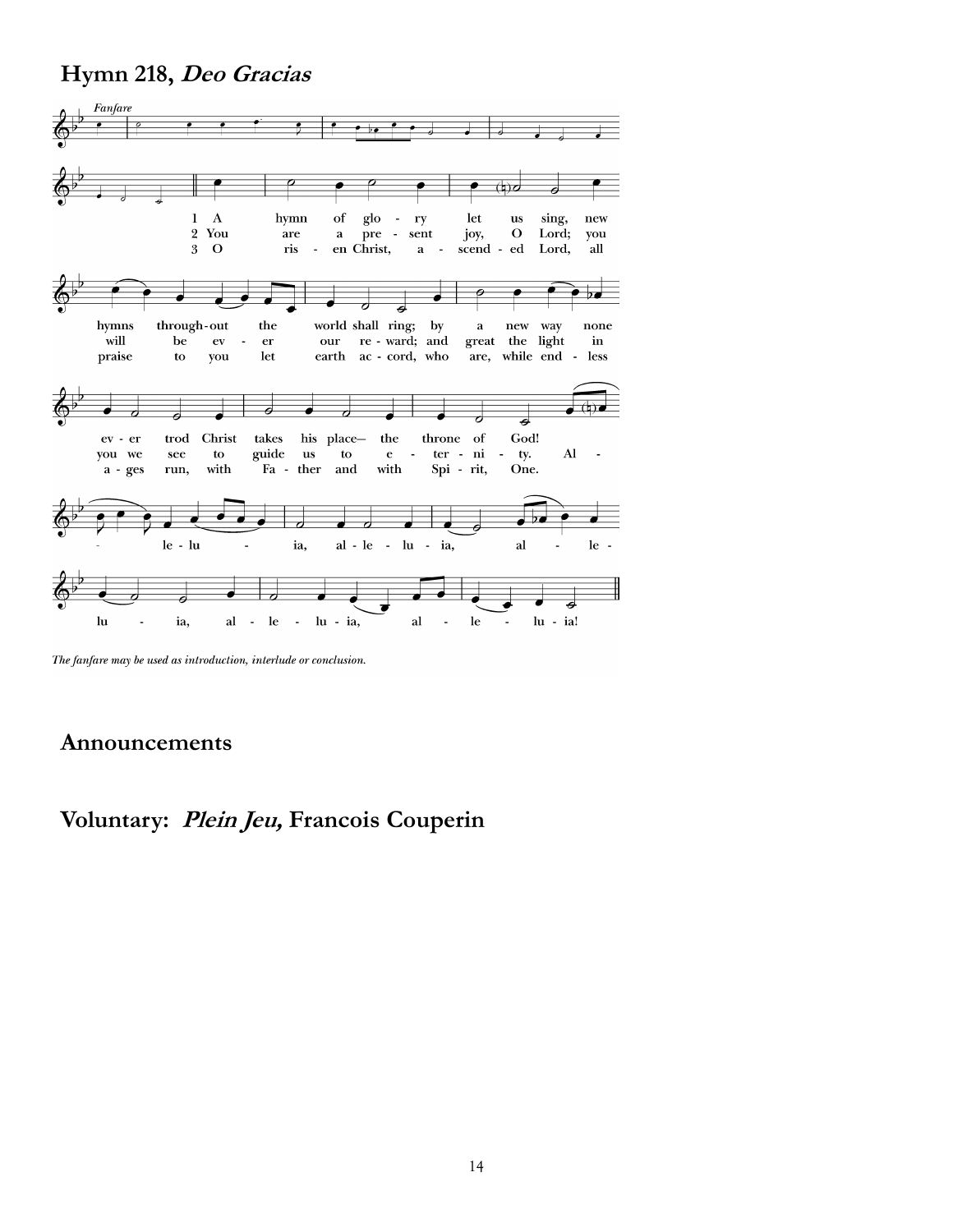## Hymn 218, *Deo Gracias*

*Fanfare*

1 A hymn of glory let us sing, new hymns throughout the world shall ring; by a new way none ever trod Christ takes his place— the throne of God!

2 You are a present joy, O Lord; you will be ever our reward; and great the light in you we see to guide us to eternity.

3 O risen Christ, ascended Lord, all praise to you let earth accord, who are, while endless ages run, with Father and with Spirit, One.

Alleluia, alleluia, alleluia, alleluia, alleluia, alleluia!

*The fanfare may be used as introduction, interlude or conclusion.*

## Announcements

## Voluntary: *Plein Jeu,* Francois Couperin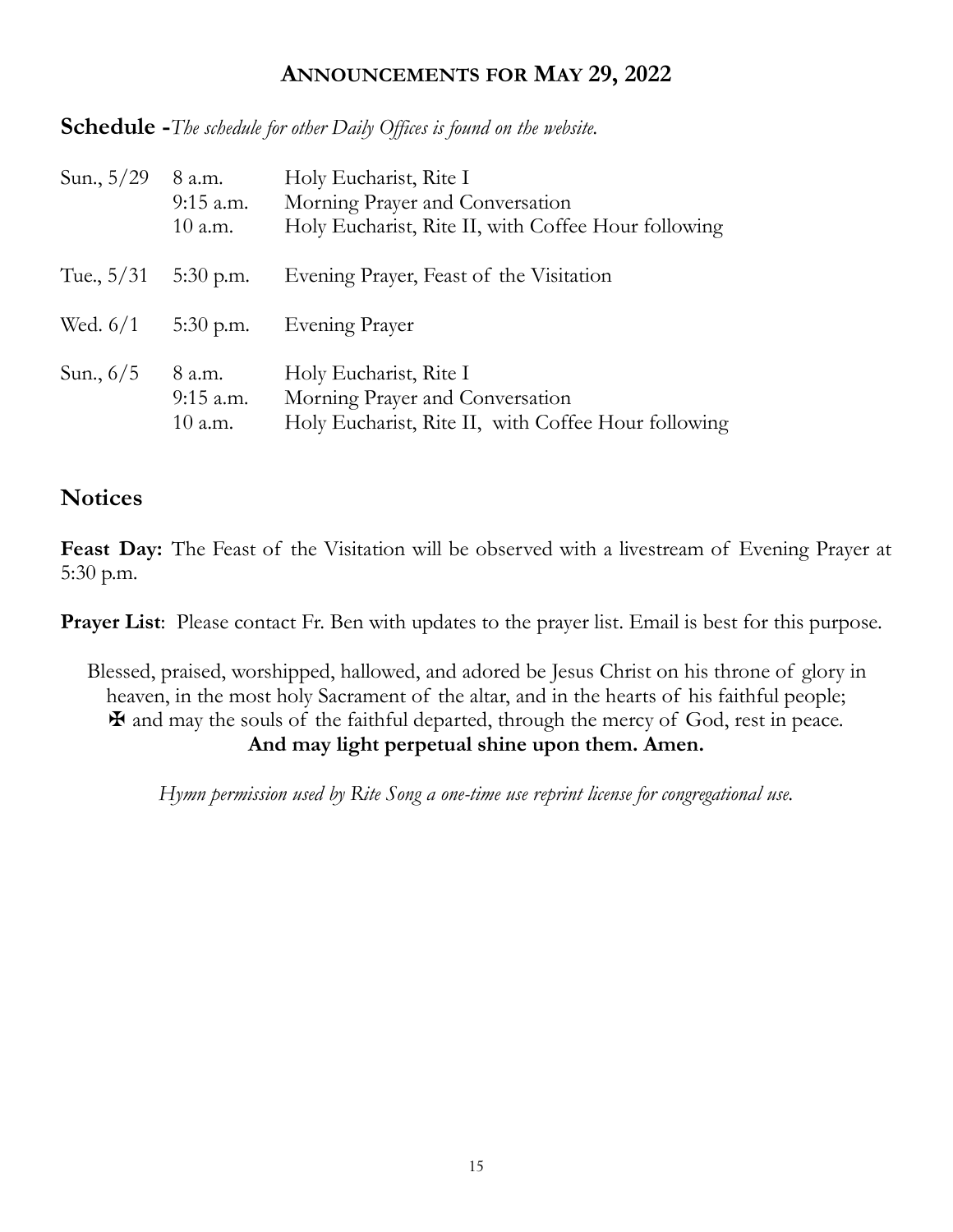## ANNOUNCEMENTS FOR MAY 29, 2022

**Schedule** -*The schedule for other Daily Offices is found on the website.*

| | | |
|---|---|---|
| Sun., 5/29 | 8 a.m. | Holy Eucharist, Rite I |
| | 9:15 a.m. | Morning Prayer and Conversation |
| | 10 a.m. | Holy Eucharist, Rite II, with Coffee Hour following |
| Tue., 5/31 | 5:30 p.m. | Evening Prayer, Feast of the Visitation |
| Wed. 6/1 | 5:30 p.m. | Evening Prayer |
| Sun., 6/5 | 8 a.m. | Holy Eucharist, Rite I |
| | 9:15 a.m. | Morning Prayer and Conversation |
| | 10 a.m. | Holy Eucharist, Rite II, with Coffee Hour following |

## Notices

**Feast Day:** The Feast of the Visitation will be observed with a livestream of Evening Prayer at 5:30 p.m.

**Prayer List**: Please contact Fr. Ben with updates to the prayer list. Email is best for this purpose.

Blessed, praised, worshipped, hallowed, and adored be Jesus Christ on his throne of glory in heaven, in the most holy Sacrament of the altar, and in the hearts of his faithful people; ✠ and may the souls of the faithful departed, through the mercy of God, rest in peace.
**And may light perpetual shine upon them. Amen.**

*Hymn permission used by Rite Song a one-time use reprint license for congregational use.*